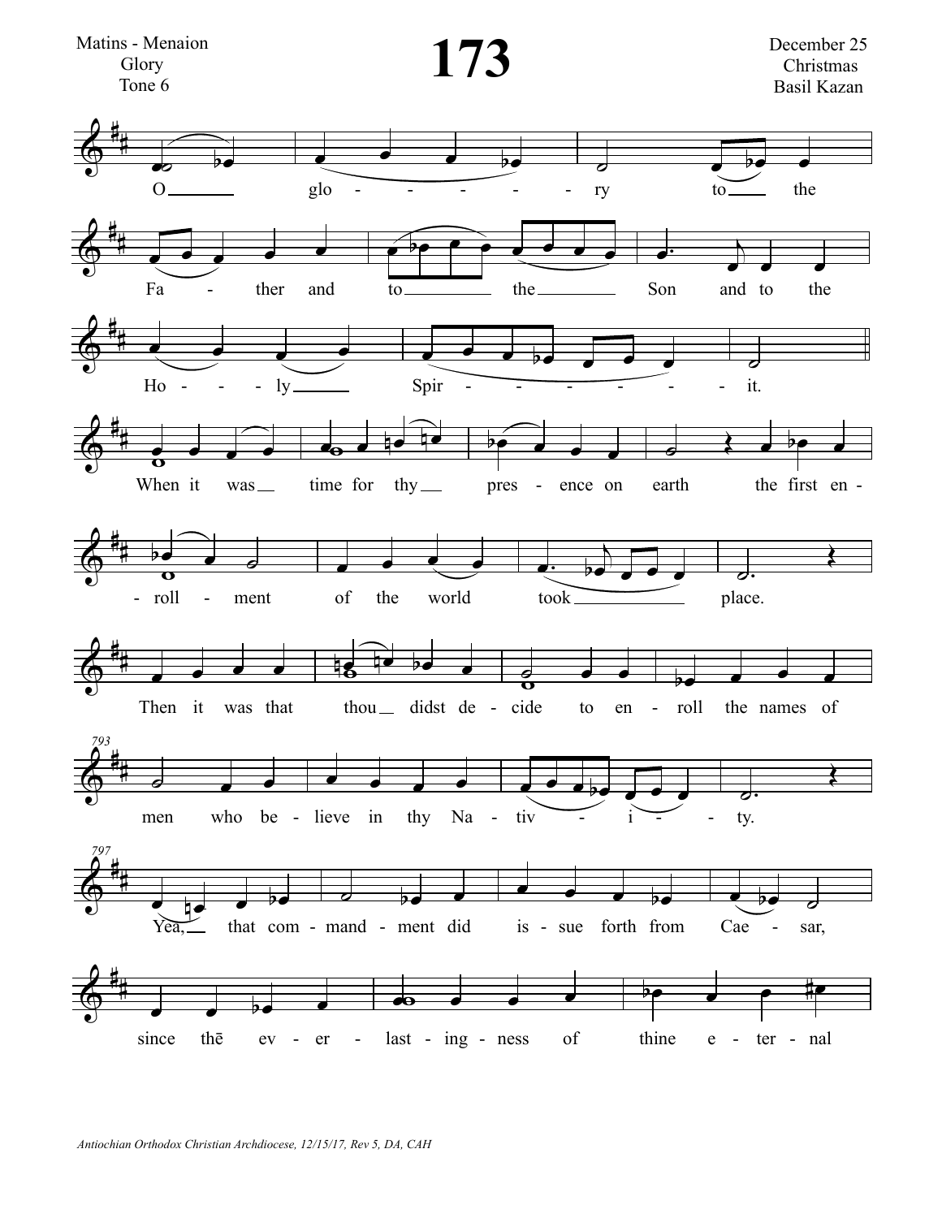Matins - Menaion
Glory
Tone 6

# 173

December 25
Christmas
Basil Kazan

O glo - - - - - - ry to the

Fa - ther and to the Son and to the

Ho - - - ly Spir - - - - - - it.

When it was time for thy pres - ence on earth the first en -

- roll - ment of the world took place.

Then it was that thou didst de - cide to en - roll the names of

men who be - lieve in thy Na - tiv - i - - ty.

Yea, that com - mand - ment did is - sue forth from Cae - sar,

since thē ev - er - last - ing - ness of thine e - ter - nal

*Antiochian Orthodox Christian Archdiocese, 12/15/17, Rev 5, DA, CAH*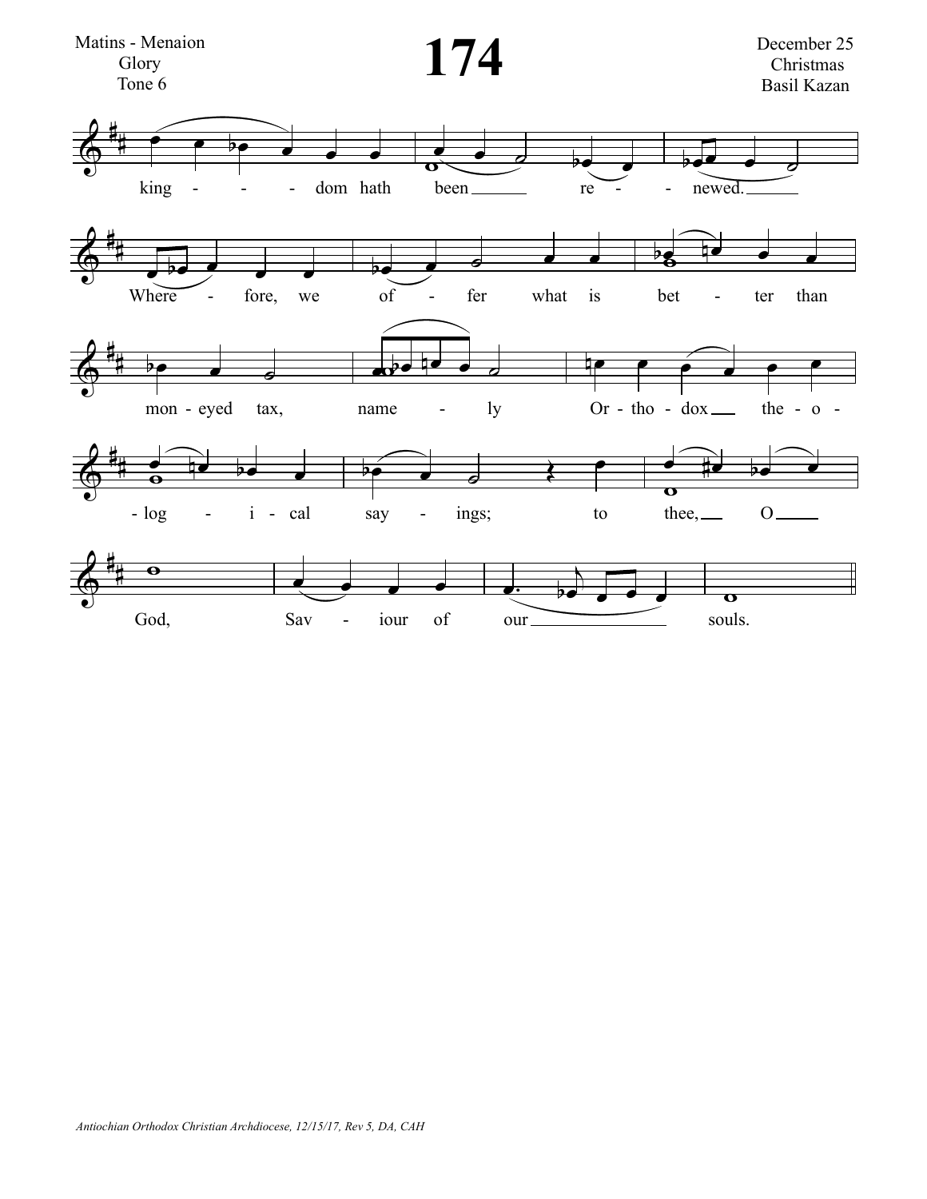Matins - Menaion
Glory
Tone 6

# 174

December 25
Christmas
Basil Kazan

king - - - dom hath been re - - newed.

Where - fore, we of - fer what is bet - ter than

mon - eyed tax, name - ly Or - tho - dox the - o -

- log - i - cal say - ings; to thee, O

God, Sav - iour of our souls.

*Antiochian Orthodox Christian Archdiocese, 12/15/17, Rev 5, DA, CAH*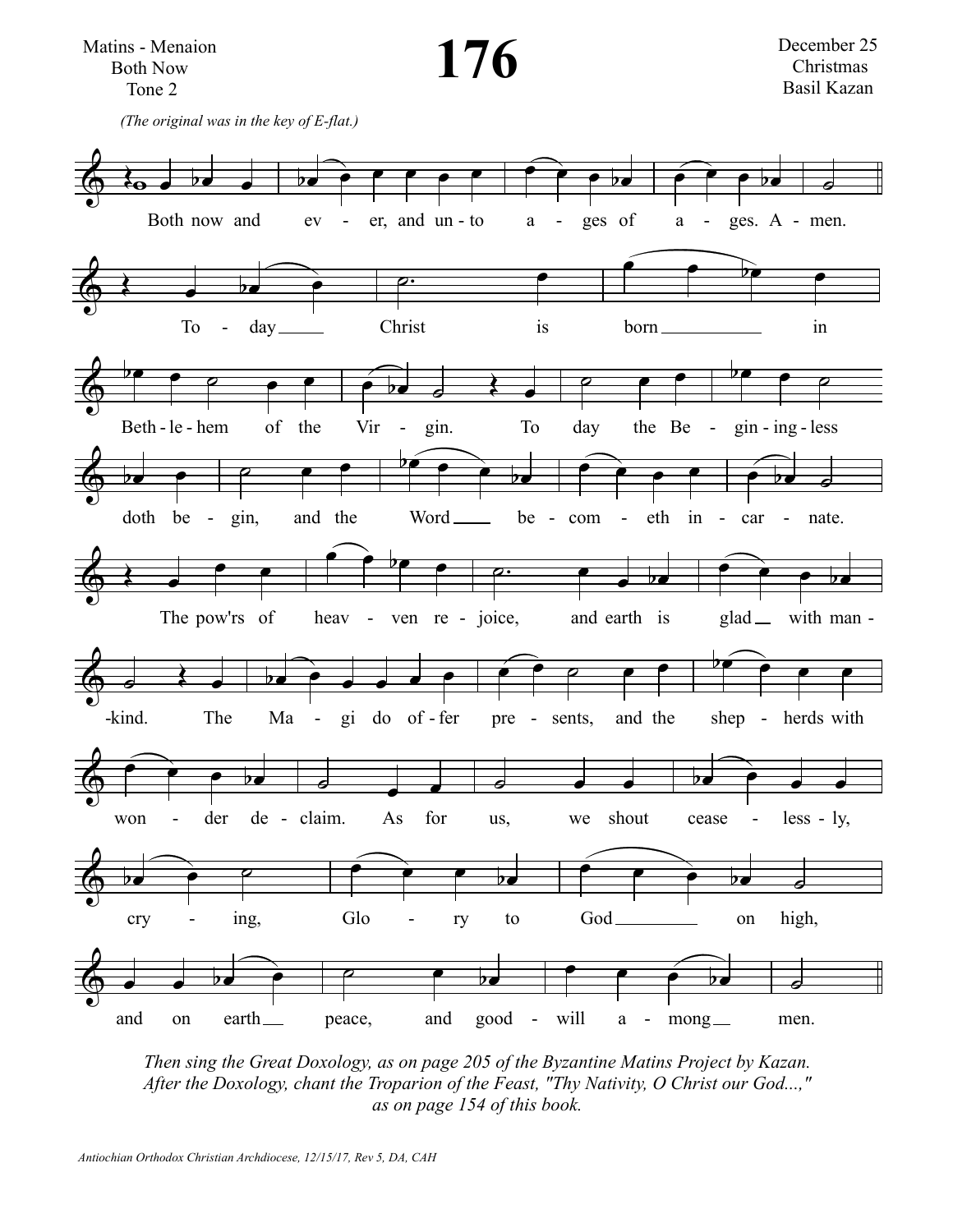Matins - Menaion
Both Now
Tone 2

# 176

December 25
Christmas
Basil Kazan

*(The original was in the key of E-flat.)*

Both now and ev - er, and un - to a - ges of a - ges. A - men.

To - day Christ is born in Beth - le - hem of the Vir - gin. To day the Be - gin - ing - less doth be - gin, and the Word be - com - eth in - car - nate.

The pow'rs of heav - ven re - joice, and earth is glad with man - kind. The Ma - gi do of - fer pre - sents, and the shep - herds with won - der de - claim. As for us, we shout cease - less - ly, cry - ing, Glo - ry to God on high, and on earth peace, and good - will a - mong men.

*Then sing the Great Doxology, as on page 205 of the Byzantine Matins Project by Kazan. After the Doxology, chant the Troparion of the Feast, "Thy Nativity, O Christ our God...," as on page 154 of this book.*

*Antiochian Orthodox Christian Archdiocese, 12/15/17, Rev 5, DA, CAH*